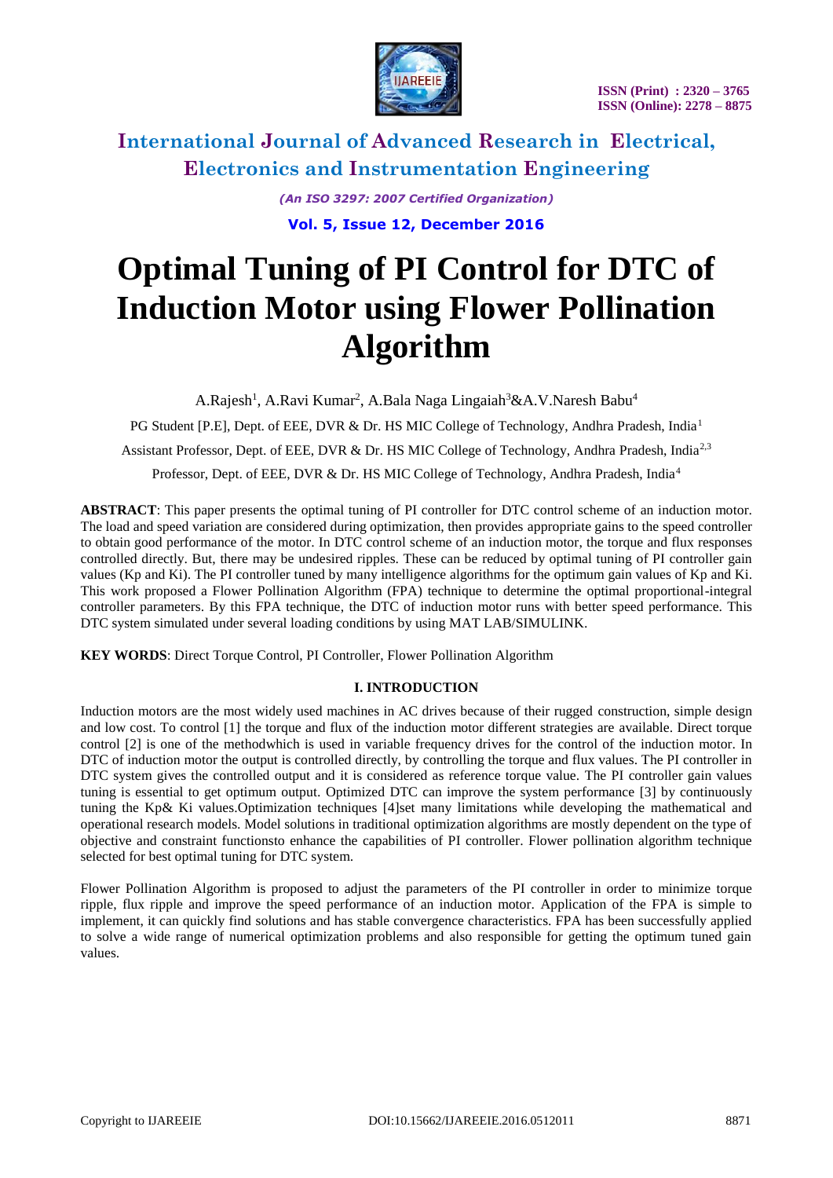# Optimal Tuning of PI Control for DTC of Induction Motor using Flower Pollination Algorithm

A.Rajesh[1], A.Ravi Kumar[2], A.Bala Naga Lingaiah[3]&A.V.Naresh Babu[4]

PG Student [P.E], Dept. of EEE, DVR & Dr. HS MIC College of Technology, Andhra Pradesh, India[1]

Assistant Professor, Dept. of EEE, DVR & Dr. HS MIC College of Technology, Andhra Pradesh, India[2,3]

Professor, Dept. of EEE, DVR & Dr. HS MIC College of Technology, Andhra Pradesh, India[4]

**ABSTRACT**: This paper presents the optimal tuning of PI controller for DTC control scheme of an induction motor. The load and speed variation are considered during optimization, then provides appropriate gains to the speed controller to obtain good performance of the motor. In DTC control scheme of an induction motor, the torque and flux responses controlled directly. But, there may be undesired ripples. These can be reduced by optimal tuning of PI controller gain values (Kp and Ki). The PI controller tuned by many intelligence algorithms for the optimum gain values of Kp and Ki. This work proposed a Flower Pollination Algorithm (FPA) technique to determine the optimal proportional-integral controller parameters. By this FPA technique, the DTC of induction motor runs with better speed performance. This DTC system simulated under several loading conditions by using MAT LAB/SIMULINK.

**KEY WORDS**: Direct Torque Control, PI Controller, Flower Pollination Algorithm

## I. INTRODUCTION

Induction motors are the most widely used machines in AC drives because of their rugged construction, simple design and low cost. To control [1] the torque and flux of the induction motor different strategies are available. Direct torque control [2] is one of the methodwhich is used in variable frequency drives for the control of the induction motor. In DTC of induction motor the output is controlled directly, by controlling the torque and flux values. The PI controller in DTC system gives the controlled output and it is considered as reference torque value. The PI controller gain values tuning is essential to get optimum output. Optimized DTC can improve the system performance [3] by continuously tuning the Kp& Ki values.Optimization techniques [4]set many limitations while developing the mathematical and operational research models. Model solutions in traditional optimization algorithms are mostly dependent on the type of objective and constraint functionsto enhance the capabilities of PI controller. Flower pollination algorithm technique selected for best optimal tuning for DTC system.

Flower Pollination Algorithm is proposed to adjust the parameters of the PI controller in order to minimize torque ripple, flux ripple and improve the speed performance of an induction motor. Application of the FPA is simple to implement, it can quickly find solutions and has stable convergence characteristics. FPA has been successfully applied to solve a wide range of numerical optimization problems and also responsible for getting the optimum tuned gain values.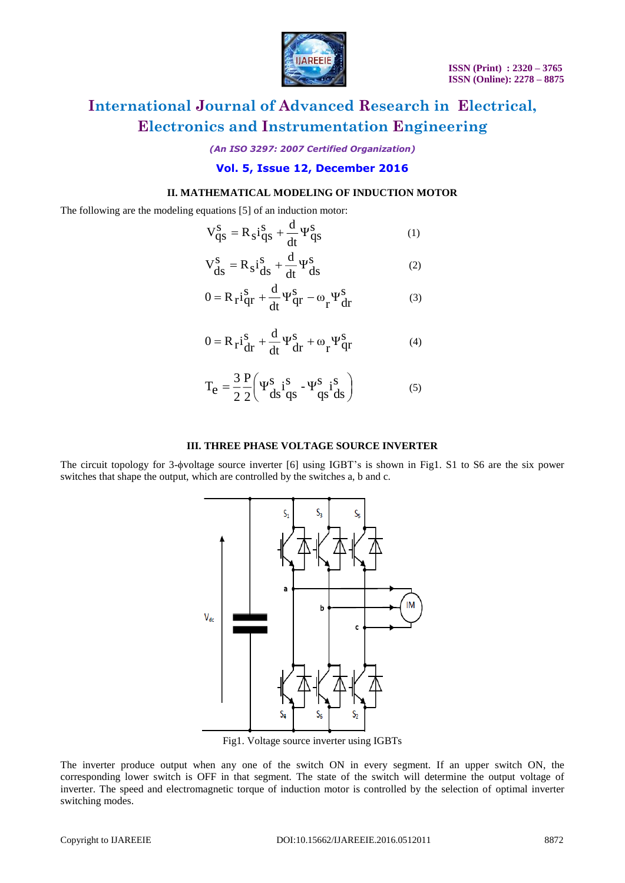## II. MATHEMATICAL MODELING OF INDUCTION MOTOR

The following are the modeling equations [5] of an induction motor:

$$V_{qs}^{s} = R_s i_{qs}^{s} + \frac{d}{dt}\Psi_{qs}^{s} \quad (1)$$

$$V_{ds}^{s} = R_s i_{ds}^{s} + \frac{d}{dt}\Psi_{ds}^{s} \quad (2)$$

$$0 = R_r i_{qr}^{s} + \frac{d}{dt}\Psi_{qr}^{s} - \omega_r \Psi_{dr}^{s} \quad (3)$$

$$0 = R_r i_{dr}^{s} + \frac{d}{dt}\Psi_{dr}^{s} + \omega_r \Psi_{qr}^{s} \quad (4)$$

$$T_e = \frac{3}{2}\frac{P}{2}\left(\Psi_{ds}^{s} i_{qs}^{s} - \Psi_{qs}^{s} i_{ds}^{s}\right) \quad (5)$$

## III. THREE PHASE VOLTAGE SOURCE INVERTER

The circuit topology for 3-ϕvoltage source inverter [6] using IGBT's is shown in Fig1. S1 to S6 are the six power switches that shape the output, which are controlled by the switches a, b and c.

Fig1. Voltage source inverter using IGBTs

The inverter produce output when any one of the switch ON in every segment. If an upper switch ON, the corresponding lower switch is OFF in that segment. The state of the switch will determine the output voltage of inverter. The speed and electromagnetic torque of induction motor is controlled by the selection of optimal inverter switching modes.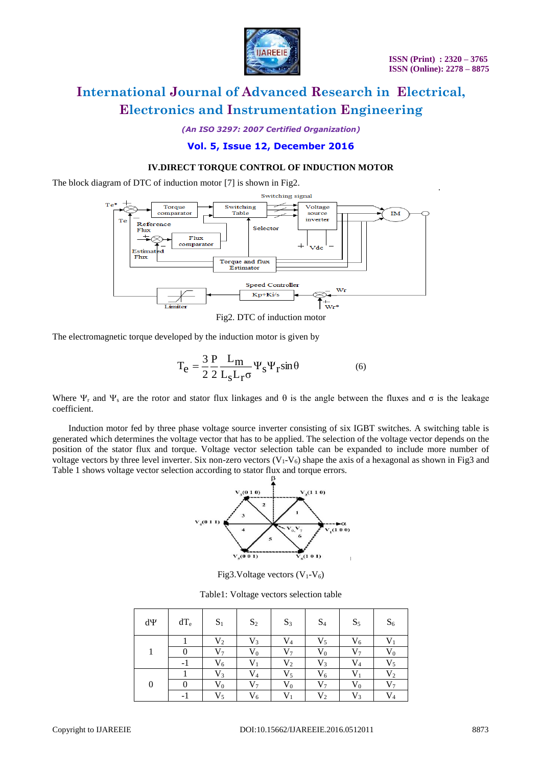### IV.DIRECT TORQUE CONTROL OF INDUCTION MOTOR

The block diagram of DTC of induction motor [7] is shown in Fig2.

Fig2. DTC of induction motor

The electromagnetic torque developed by the induction motor is given by

$$T_e = \frac{3}{2}\frac{P}{2}\frac{L_m}{L_s L_r \sigma}\Psi_s \Psi_r \sin\theta \qquad (6)$$

Where $\Psi_r$ and $\Psi_s$ are the rotor and stator flux linkages and $\theta$ is the angle between the fluxes and $\sigma$ is the leakage coefficient.

Induction motor fed by three phase voltage source inverter consisting of six IGBT switches. A switching table is generated which determines the voltage vector that has to be applied. The selection of the voltage vector depends on the position of the stator flux and torque. Voltage vector selection table can be expanded to include more number of voltage vectors by three level inverter. Six non-zero vectors ($V_1$-$V_6$) shape the axis of a hexagonal as shown in Fig3 and Table 1 shows voltage vector selection according to stator flux and torque errors.

Fig3.Voltage vectors ($V_1$-$V_6$)

Table1: Voltage vectors selection table

| dΨ | $dT_e$ | $S_1$ | $S_2$ | $S_3$ | $S_4$ | $S_5$ | $S_6$ |
|---|---|---|---|---|---|---|---|
| 1 | 1 | $V_2$ | $V_3$ | $V_4$ | $V_5$ | $V_6$ | $V_1$ |
| | 0 | $V_7$ | $V_0$ | $V_7$ | $V_0$ | $V_7$ | $V_0$ |
| | -1 | $V_6$ | $V_1$ | $V_2$ | $V_3$ | $V_4$ | $V_5$ |
| 0 | 1 | $V_3$ | $V_4$ | $V_5$ | $V_6$ | $V_1$ | $V_2$ |
| | 0 | $V_0$ | $V_7$ | $V_0$ | $V_7$ | $V_0$ | $V_7$ |
| | -1 | $V_5$ | $V_6$ | $V_1$ | $V_2$ | $V_3$ | $V_4$ |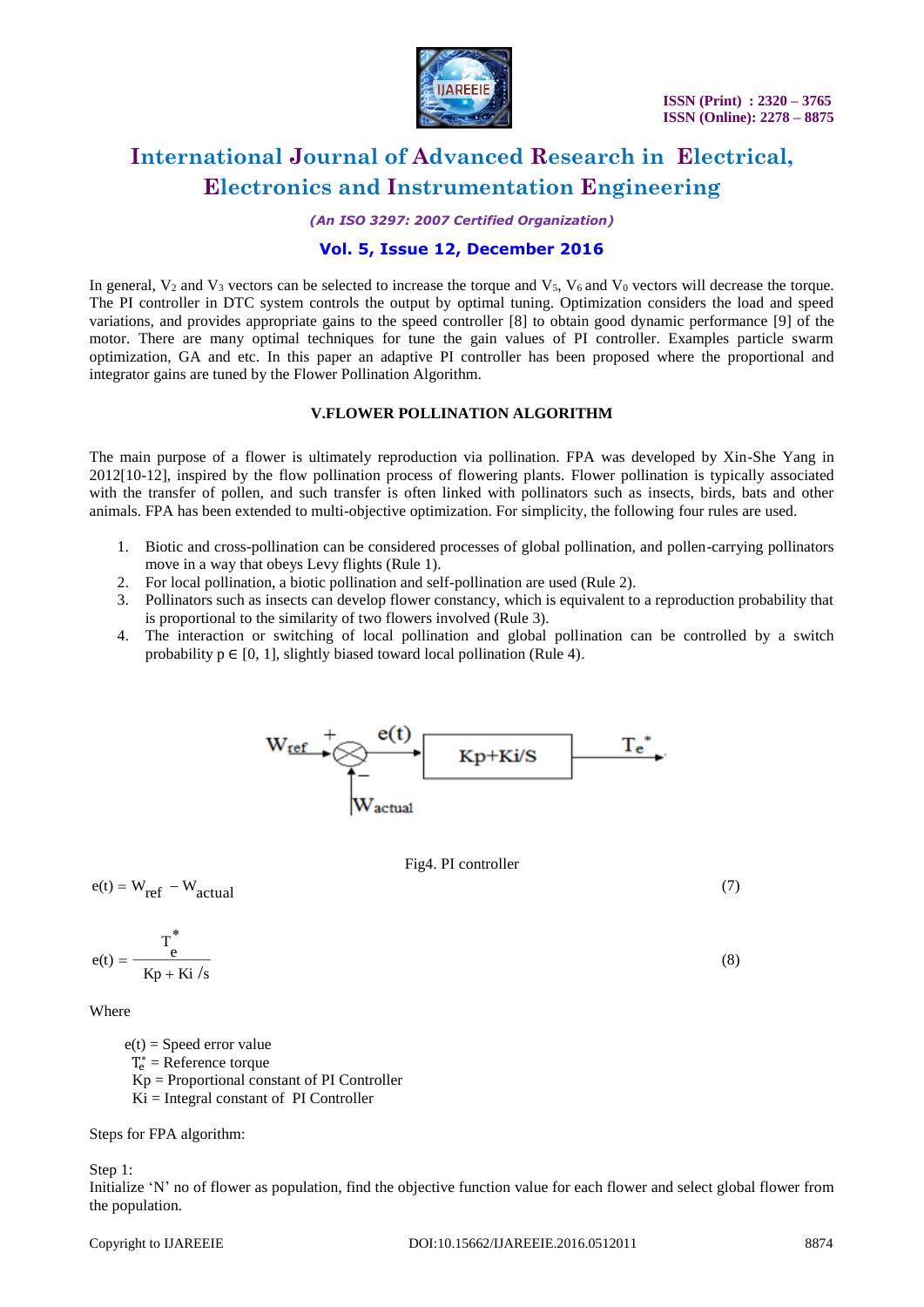In general, $V_2$ and $V_3$ vectors can be selected to increase the torque and $V_5$, $V_6$ and $V_0$ vectors will decrease the torque. The PI controller in DTC system controls the output by optimal tuning. Optimization considers the load and speed variations, and provides appropriate gains to the speed controller [8] to obtain good dynamic performance [9] of the motor. There are many optimal techniques for tune the gain values of PI controller. Examples particle swarm optimization, GA and etc. In this paper an adaptive PI controller has been proposed where the proportional and integrator gains are tuned by the Flower Pollination Algorithm.

## V.FLOWER POLLINATION ALGORITHM

The main purpose of a flower is ultimately reproduction via pollination. FPA was developed by Xin-She Yang in 2012[10-12], inspired by the flow pollination process of flowering plants. Flower pollination is typically associated with the transfer of pollen, and such transfer is often linked with pollinators such as insects, birds, bats and other animals. FPA has been extended to multi-objective optimization. For simplicity, the following four rules are used.

1. Biotic and cross-pollination can be considered processes of global pollination, and pollen-carrying pollinators move in a way that obeys Levy flights (Rule 1).
2. For local pollination, a biotic pollination and self-pollination are used (Rule 2).
3. Pollinators such as insects can develop flower constancy, which is equivalent to a reproduction probability that is proportional to the similarity of two flowers involved (Rule 3).
4. The interaction or switching of local pollination and global pollination can be controlled by a switch probability $p \in [0, 1]$, slightly biased toward local pollination (Rule 4).

Fig4. PI controller

$$e(t) = W_{ref} - W_{actual} \tag{7}$$

$$e(t) = \frac{T_e^*}{Kp + Ki/s} \tag{8}$$

Where

- $e(t)$ = Speed error value
- $T_e^*$ = Reference torque
- Kp = Proportional constant of PI Controller
- Ki = Integral constant of PI Controller

Steps for FPA algorithm:

Step 1:
Initialize 'N' no of flower as population, find the objective function value for each flower and select global flower from the population.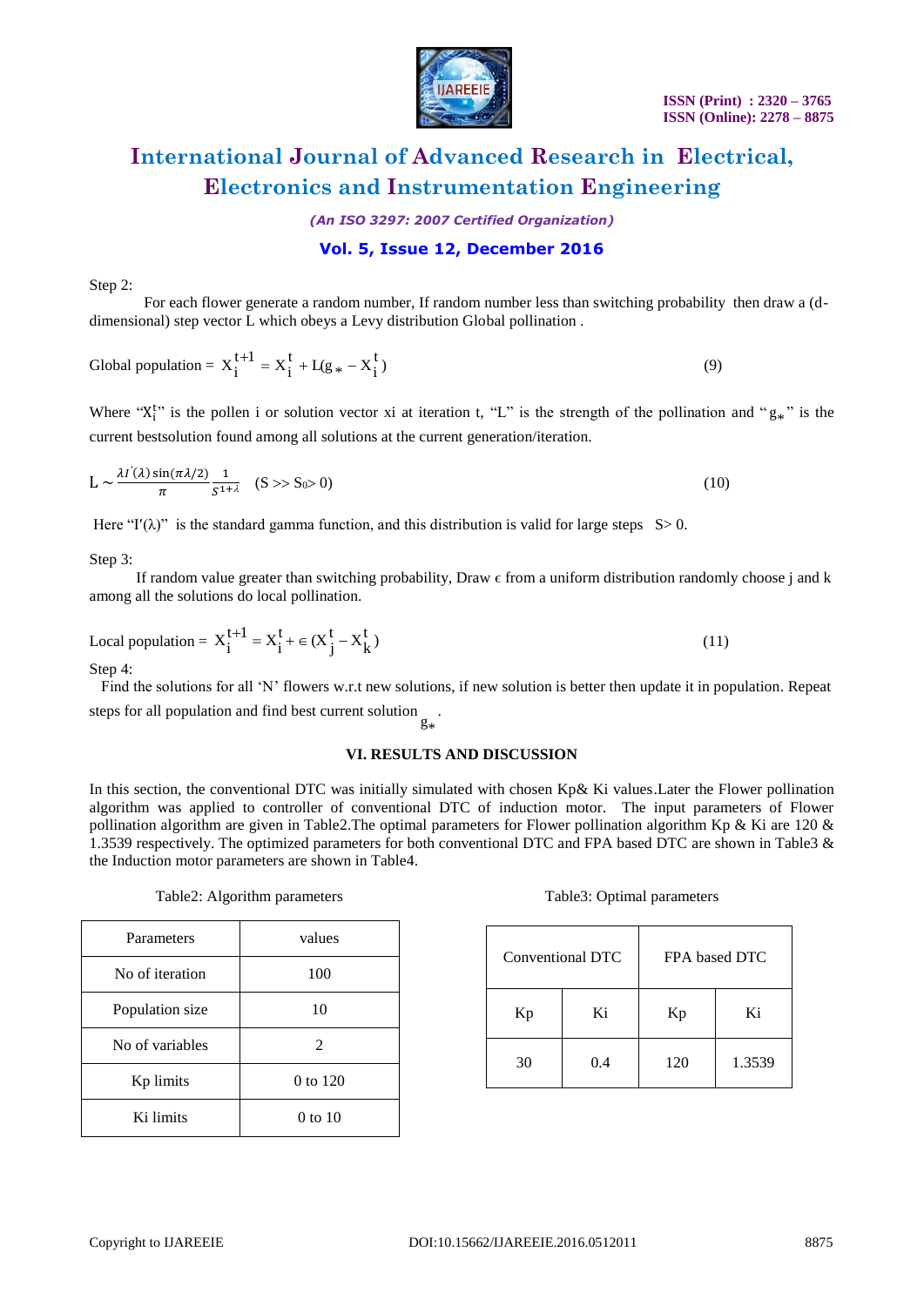Step 2:

For each flower generate a random number, If random number less than switching probability then draw a (d-dimensional) step vector L which obeys a Levy distribution Global pollination .

$$\text{Global population} = X_i^{t+1} = X_i^t + L(g_* - X_i^t) \tag{9}$$

Where "$X_i^t$" is the pollen i or solution vector xi at iteration t, "L" is the strength of the pollination and "$g_*$" is the current bestsolution found among all solutions at the current generation/iteration.

$$L \sim \frac{\lambda \Gamma(\lambda) \sin(\pi\lambda/2)}{\pi} \frac{1}{S^{1+\lambda}} \quad (S >> S_0 > 0) \tag{10}$$

Here "$\Gamma(\lambda)$" is the standard gamma function, and this distribution is valid for large steps $S > 0$.

Step 3:

If random value greater than switching probability, Draw ϵ from a uniform distribution randomly choose j and k among all the solutions do local pollination.

$$\text{Local population} = X_i^{t+1} = X_i^t + \epsilon\,(X_j^t - X_k^t) \tag{11}$$

Step 4:

Find the solutions for all 'N' flowers w.r.t new solutions, if new solution is better then update it in population. Repeat steps for all population and find best current solution $g_*$.

## VI. RESULTS AND DISCUSSION

In this section, the conventional DTC was initially simulated with chosen Kp& Ki values.Later the Flower pollination algorithm was applied to controller of conventional DTC of induction motor. The input parameters of Flower pollination algorithm are given in Table2.The optimal parameters for Flower pollination algorithm Kp & Ki are 120 & 1.3539 respectively. The optimized parameters for both conventional DTC and FPA based DTC are shown in Table3 & the Induction motor parameters are shown in Table4.

Table2: Algorithm parameters

| Parameters | values |
|---|---|
| No of iteration | 100 |
| Population size | 10 |
| No of variables | 2 |
| Kp limits | 0 to 120 |
| Ki limits | 0 to 10 |

Table3: Optimal parameters

| Conventional DTC | | FPA based DTC | |
|---|---|---|---|
| Kp | Ki | Kp | Ki |
| 30 | 0.4 | 120 | 1.3539 |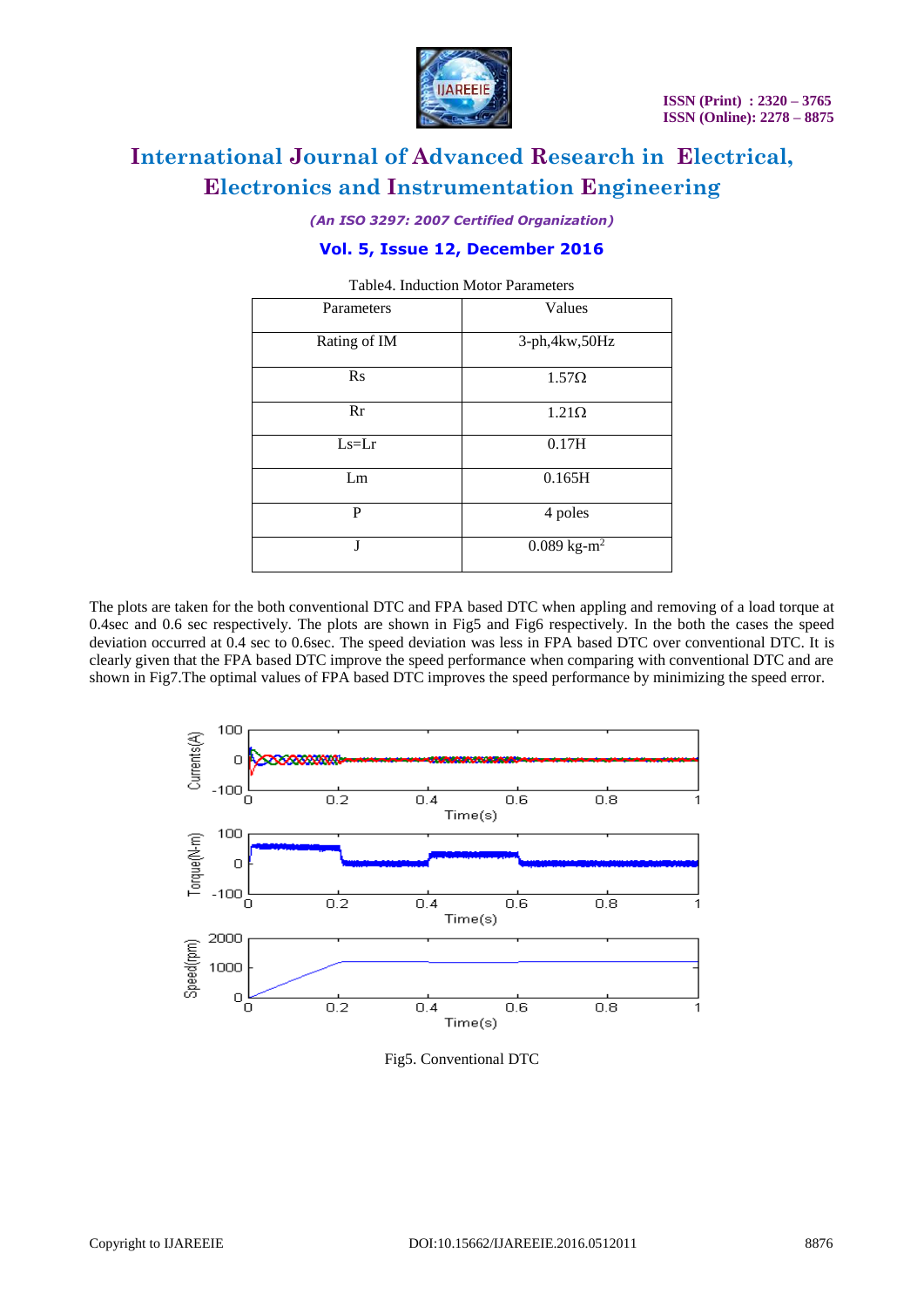Table4. Induction Motor Parameters

| Parameters | Values |
|---|---|
| Rating of IM | 3-ph,4kw,50Hz |
| Rs | 1.57Ω |
| Rr | 1.21Ω |
| Ls=Lr | 0.17H |
| Lm | 0.165H |
| P | 4 poles |
| J | 0.089 kg-m$^2$ |

The plots are taken for the both conventional DTC and FPA based DTC when appling and removing of a load torque at 0.4sec and 0.6 sec respectively. The plots are shown in Fig5 and Fig6 respectively. In the both the cases the speed deviation occurred at 0.4 sec to 0.6sec. The speed deviation was less in FPA based DTC over conventional DTC. It is clearly given that the FPA based DTC improve the speed performance when comparing with conventional DTC and are shown in Fig7.The optimal values of FPA based DTC improves the speed performance by minimizing the speed error.

Fig5. Conventional DTC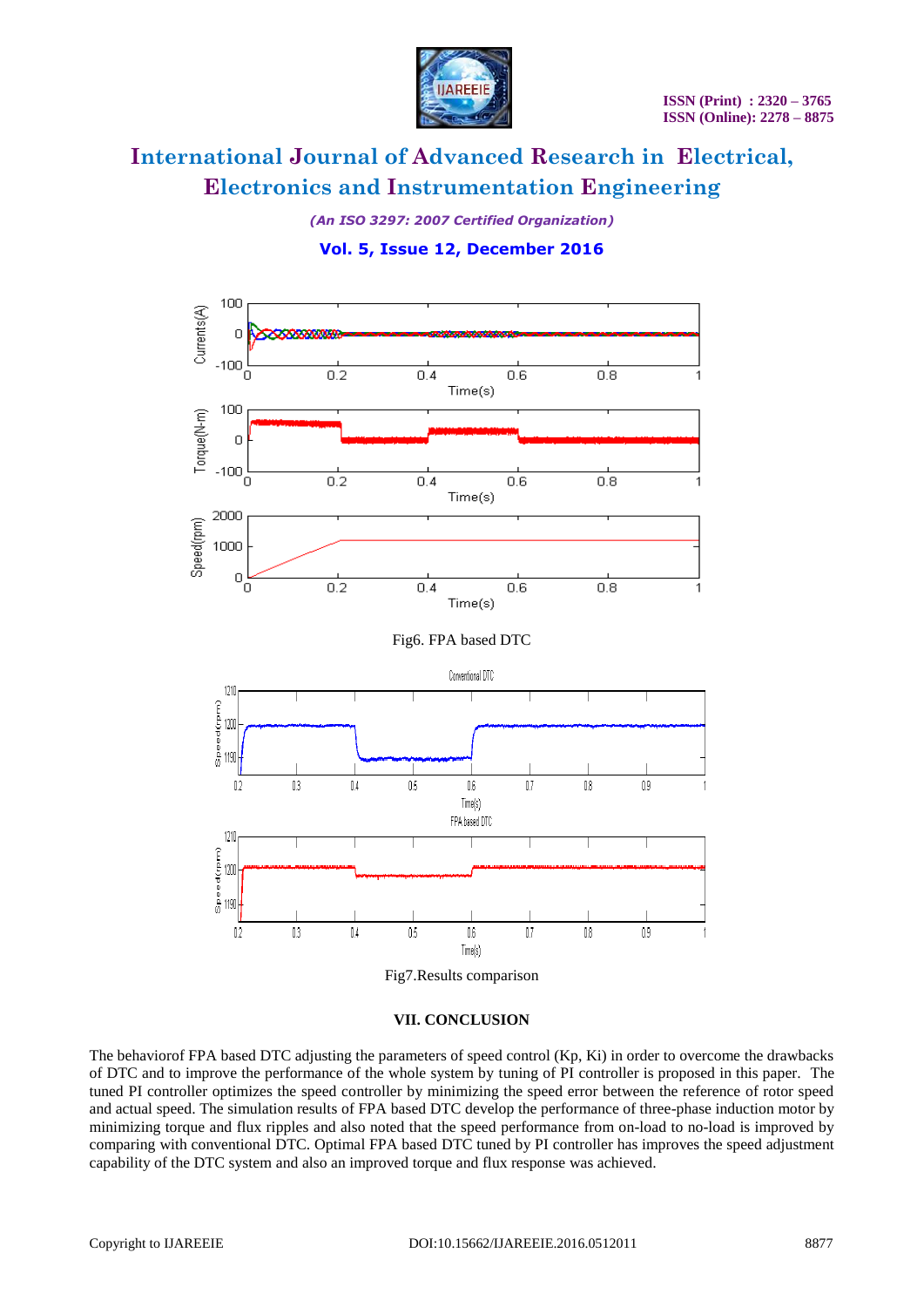Fig6. FPA based DTC

Fig7.Results comparison

## VII. CONCLUSION

The behaviorof FPA based DTC adjusting the parameters of speed control (Kp, Ki) in order to overcome the drawbacks of DTC and to improve the performance of the whole system by tuning of PI controller is proposed in this paper. The tuned PI controller optimizes the speed controller by minimizing the speed error between the reference of rotor speed and actual speed. The simulation results of FPA based DTC develop the performance of three-phase induction motor by minimizing torque and flux ripples and also noted that the speed performance from on-load to no-load is improved by comparing with conventional DTC. Optimal FPA based DTC tuned by PI controller has improves the speed adjustment capability of the DTC system and also an improved torque and flux response was achieved.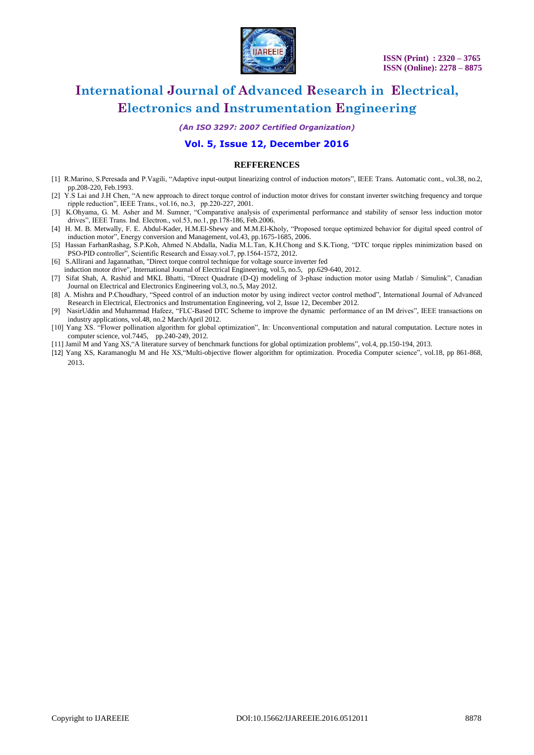## REFFERENCES

[1] R.Marino, S.Peresada and P.Vagili, "Adaptive input-output linearizing control of induction motors", IEEE Trans. Automatic cont., vol.38, no.2, pp.208-220, Feb.1993.

[2] Y.S Lai and J.H Chen, "A new approach to direct torque control of induction motor drives for constant inverter switching frequency and torque ripple reduction", IEEE Trans., vol.16, no.3, pp.220-227, 2001.

[3] K.Ohyama, G. M. Asher and M. Sumner, "Comparative analysis of experimental performance and stability of sensor less induction motor drives", IEEE Trans. Ind. Electron., vol.53, no.1, pp.178-186, Feb.2006.

[4] H. M. B. Metwally, F. E. Abdul-Kader, H.M.El-Shewy and M.M.El-Kholy, "Proposed torque optimized behavior for digital speed control of induction motor", Energy conversion and Management, vol.43, pp.1675-1685, 2006.

[5] Hassan FarhanRashag, S.P.Koh, Ahmed N.Abdalla, Nadia M.L.Tan, K.H.Chong and S.K.Tiong, "DTC torque ripples minimization based on PSO-PID controller", Scientific Research and Essay.vol.7, pp.1564-1572, 2012.

[6] S.Allirani and Jagannathan, "Direct torque control technique for voltage source inverter fed induction motor drive", International Journal of Electrical Engineering, vol.5, no.5, pp.629-640, 2012.

[7] Sifat Shah, A. Rashid and MKL Bhatti, "Direct Quadrate (D-Q) modeling of 3-phase induction motor using Matlab / Simulink", Canadian Journal on Electrical and Electronics Engineering vol.3, no.5, May 2012.

[8] A. Mishra and P.Choudhary, "Speed control of an induction motor by using indirect vector control method", International Journal of Advanced Research in Electrical, Electronics and Instrumentation Engineering, vol 2, Issue 12, December 2012.

[9] NasirUddin and Muhammad Hafeez, "FLC-Based DTC Scheme to improve the dynamic performance of an IM drives", IEEE transactions on industry applications, vol.48, no.2 March/April 2012.

[10] Yang XS. "Flower pollination algorithm for global optimization", In: Unconventional computation and natural computation. Lecture notes in computer science, vol.7445, pp.240-249, 2012.

[11] Jamil M and Yang XS,"A literature survey of benchmark functions for global optimization problems", vol.4, pp.150-194, 2013.

[12] Yang XS, Karamanoglu M and He XS,"Multi-objective flower algorithm for optimization. Procedia Computer science", vol.18, pp 861-868, 2013.